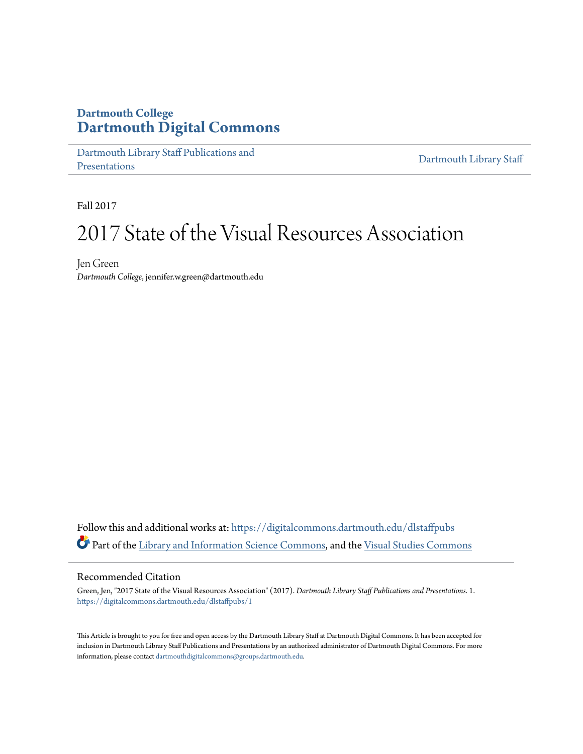**Dartmouth College**
# Dartmouth Digital Commons

Dartmouth Library Staff Publications and Presentations | Dartmouth Library Staff

Fall 2017

# 2017 State of the Visual Resources Association

Jen Green
*Dartmouth College*, jennifer.w.green@dartmouth.edu

Follow this and additional works at: https://digitalcommons.dartmouth.edu/dlstaffpubs

Part of the Library and Information Science Commons, and the Visual Studies Commons

## Recommended Citation

Green, Jen, "2017 State of the Visual Resources Association" (2017). *Dartmouth Library Staff Publications and Presentations*. 1.
https://digitalcommons.dartmouth.edu/dlstaffpubs/1

This Article is brought to you for free and open access by the Dartmouth Library Staff at Dartmouth Digital Commons. It has been accepted for inclusion in Dartmouth Library Staff Publications and Presentations by an authorized administrator of Dartmouth Digital Commons. For more information, please contact dartmouthdigitalcommons@groups.dartmouth.edu.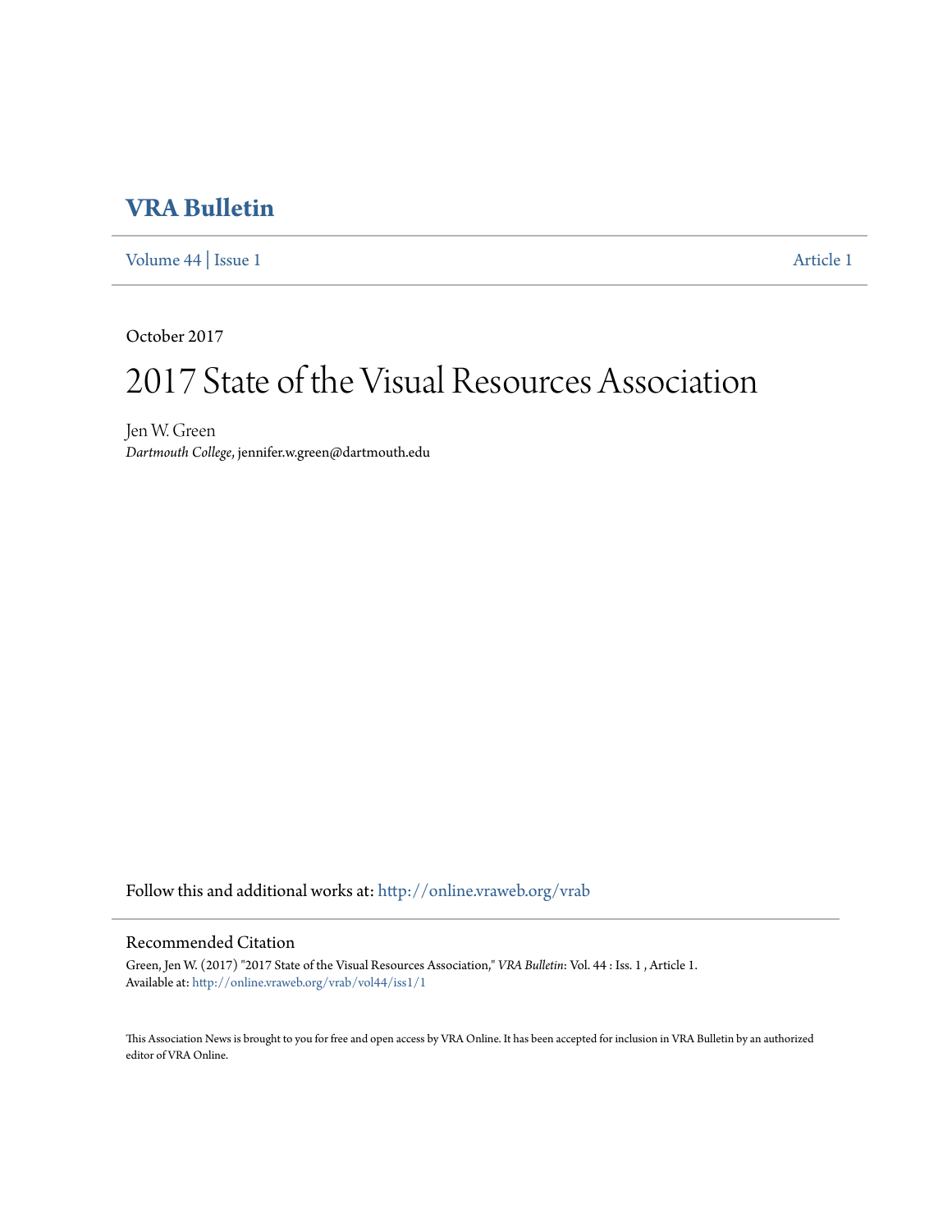# VRA Bulletin

Volume 44 | Issue 1 Article 1

October 2017

# 2017 State of the Visual Resources Association

Jen W. Green
*Dartmouth College*, jennifer.w.green@dartmouth.edu

Follow this and additional works at: http://online.vraweb.org/vrab

## Recommended Citation

Green, Jen W. (2017) "2017 State of the Visual Resources Association," *VRA Bulletin*: Vol. 44 : Iss. 1 , Article 1.
Available at: http://online.vraweb.org/vrab/vol44/iss1/1

This Association News is brought to you for free and open access by VRA Online. It has been accepted for inclusion in VRA Bulletin by an authorized editor of VRA Online.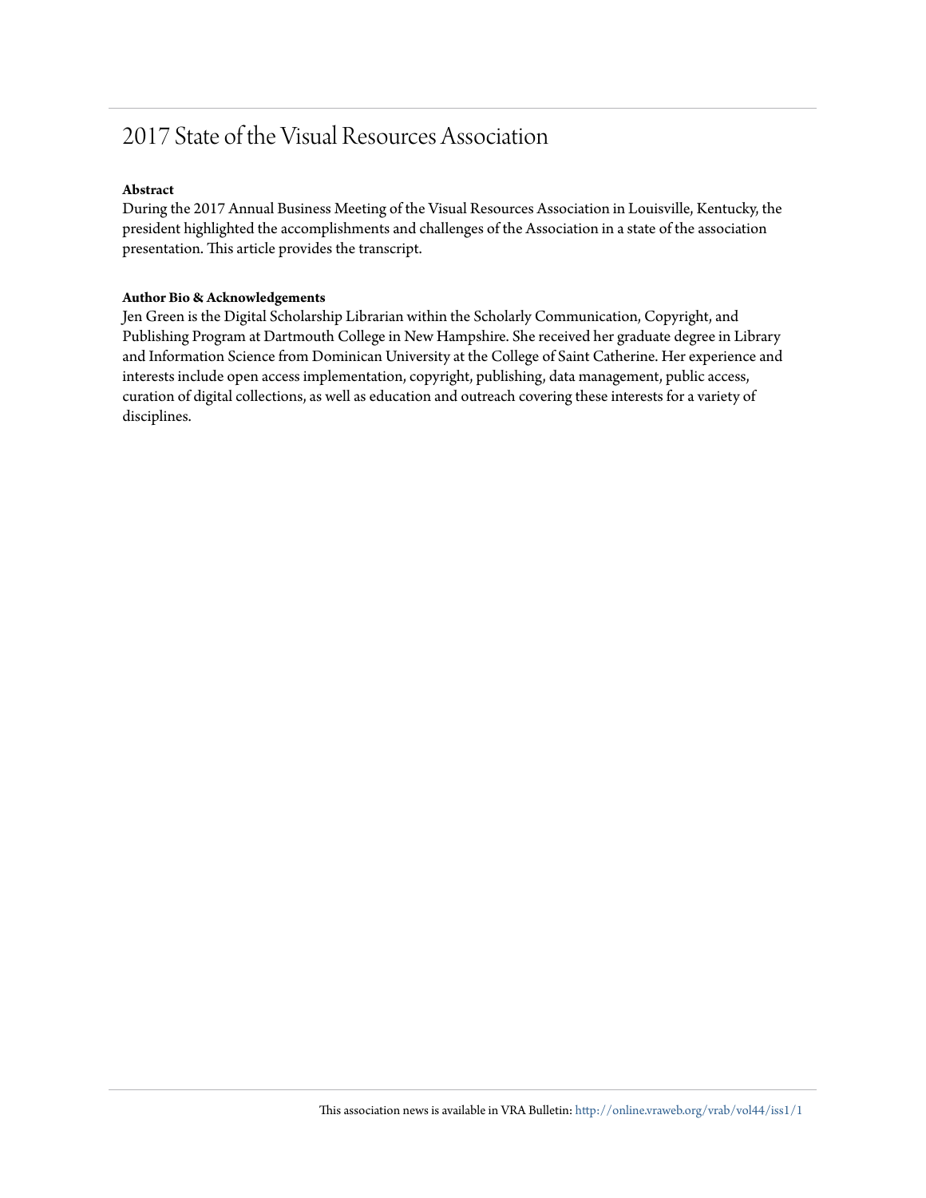# 2017 State of the Visual Resources Association

**Abstract**

During the 2017 Annual Business Meeting of the Visual Resources Association in Louisville, Kentucky, the president highlighted the accomplishments and challenges of the Association in a state of the association presentation. This article provides the transcript.

**Author Bio & Acknowledgements**

Jen Green is the Digital Scholarship Librarian within the Scholarly Communication, Copyright, and Publishing Program at Dartmouth College in New Hampshire. She received her graduate degree in Library and Information Science from Dominican University at the College of Saint Catherine. Her experience and interests include open access implementation, copyright, publishing, data management, public access, curation of digital collections, as well as education and outreach covering these interests for a variety of disciplines.

This association news is available in VRA Bulletin: http://online.vraweb.org/vrab/vol44/iss1/1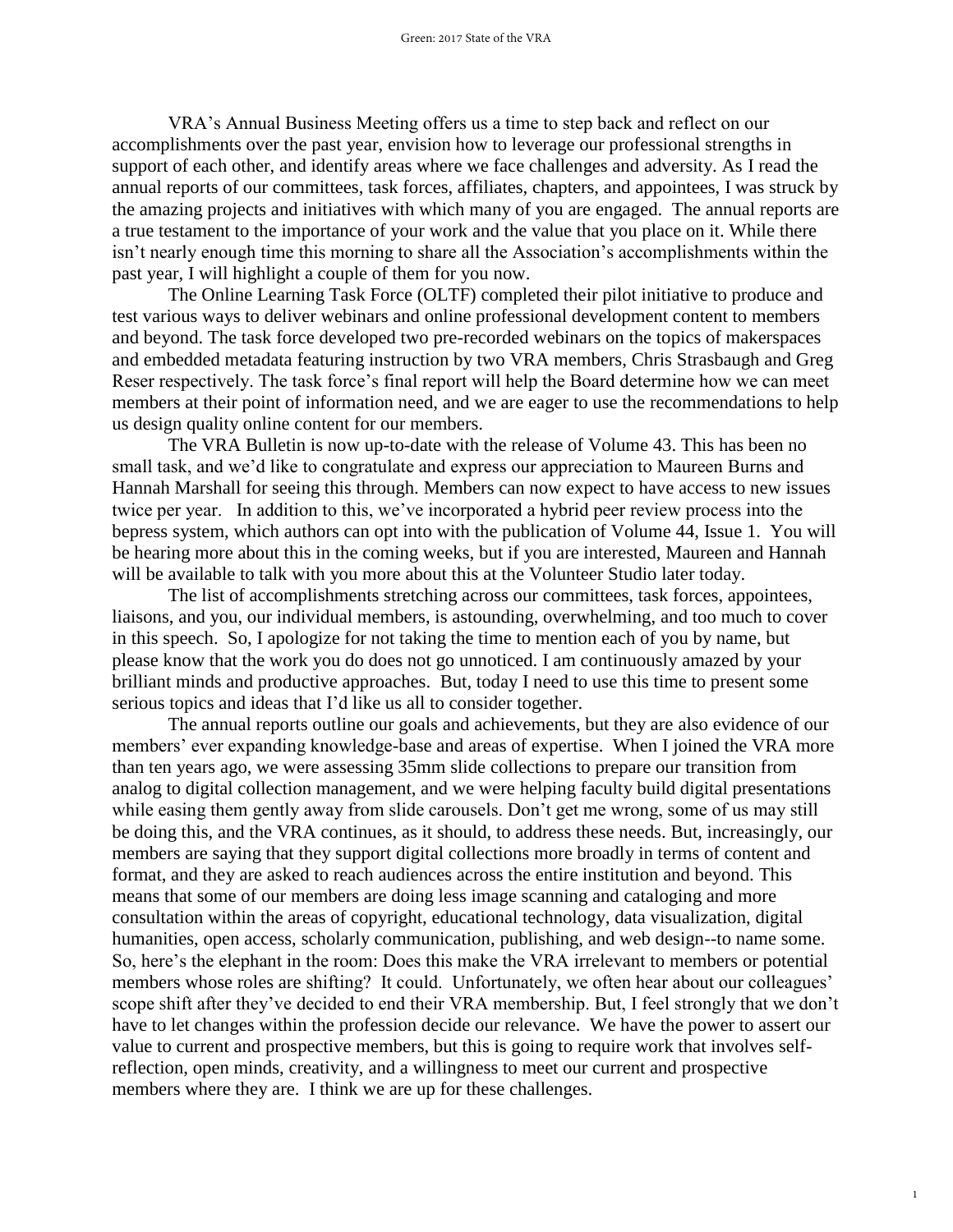VRA's Annual Business Meeting offers us a time to step back and reflect on our accomplishments over the past year, envision how to leverage our professional strengths in support of each other, and identify areas where we face challenges and adversity. As I read the annual reports of our committees, task forces, affiliates, chapters, and appointees, I was struck by the amazing projects and initiatives with which many of you are engaged. The annual reports are a true testament to the importance of your work and the value that you place on it. While there isn't nearly enough time this morning to share all the Association's accomplishments within the past year, I will highlight a couple of them for you now.

The Online Learning Task Force (OLTF) completed their pilot initiative to produce and test various ways to deliver webinars and online professional development content to members and beyond. The task force developed two pre-recorded webinars on the topics of makerspaces and embedded metadata featuring instruction by two VRA members, Chris Strasbaugh and Greg Reser respectively. The task force's final report will help the Board determine how we can meet members at their point of information need, and we are eager to use the recommendations to help us design quality online content for our members.

The VRA Bulletin is now up-to-date with the release of Volume 43. This has been no small task, and we'd like to congratulate and express our appreciation to Maureen Burns and Hannah Marshall for seeing this through. Members can now expect to have access to new issues twice per year. In addition to this, we've incorporated a hybrid peer review process into the bepress system, which authors can opt into with the publication of Volume 44, Issue 1. You will be hearing more about this in the coming weeks, but if you are interested, Maureen and Hannah will be available to talk with you more about this at the Volunteer Studio later today.

The list of accomplishments stretching across our committees, task forces, appointees, liaisons, and you, our individual members, is astounding, overwhelming, and too much to cover in this speech. So, I apologize for not taking the time to mention each of you by name, but please know that the work you do does not go unnoticed. I am continuously amazed by your brilliant minds and productive approaches. But, today I need to use this time to present some serious topics and ideas that I'd like us all to consider together.

The annual reports outline our goals and achievements, but they are also evidence of our members' ever expanding knowledge-base and areas of expertise. When I joined the VRA more than ten years ago, we were assessing 35mm slide collections to prepare our transition from analog to digital collection management, and we were helping faculty build digital presentations while easing them gently away from slide carousels. Don't get me wrong, some of us may still be doing this, and the VRA continues, as it should, to address these needs. But, increasingly, our members are saying that they support digital collections more broadly in terms of content and format, and they are asked to reach audiences across the entire institution and beyond. This means that some of our members are doing less image scanning and cataloging and more consultation within the areas of copyright, educational technology, data visualization, digital humanities, open access, scholarly communication, publishing, and web design--to name some. So, here's the elephant in the room: Does this make the VRA irrelevant to members or potential members whose roles are shifting? It could. Unfortunately, we often hear about our colleagues' scope shift after they've decided to end their VRA membership. But, I feel strongly that we don't have to let changes within the profession decide our relevance. We have the power to assert our value to current and prospective members, but this is going to require work that involves self-reflection, open minds, creativity, and a willingness to meet our current and prospective members where they are. I think we are up for these challenges.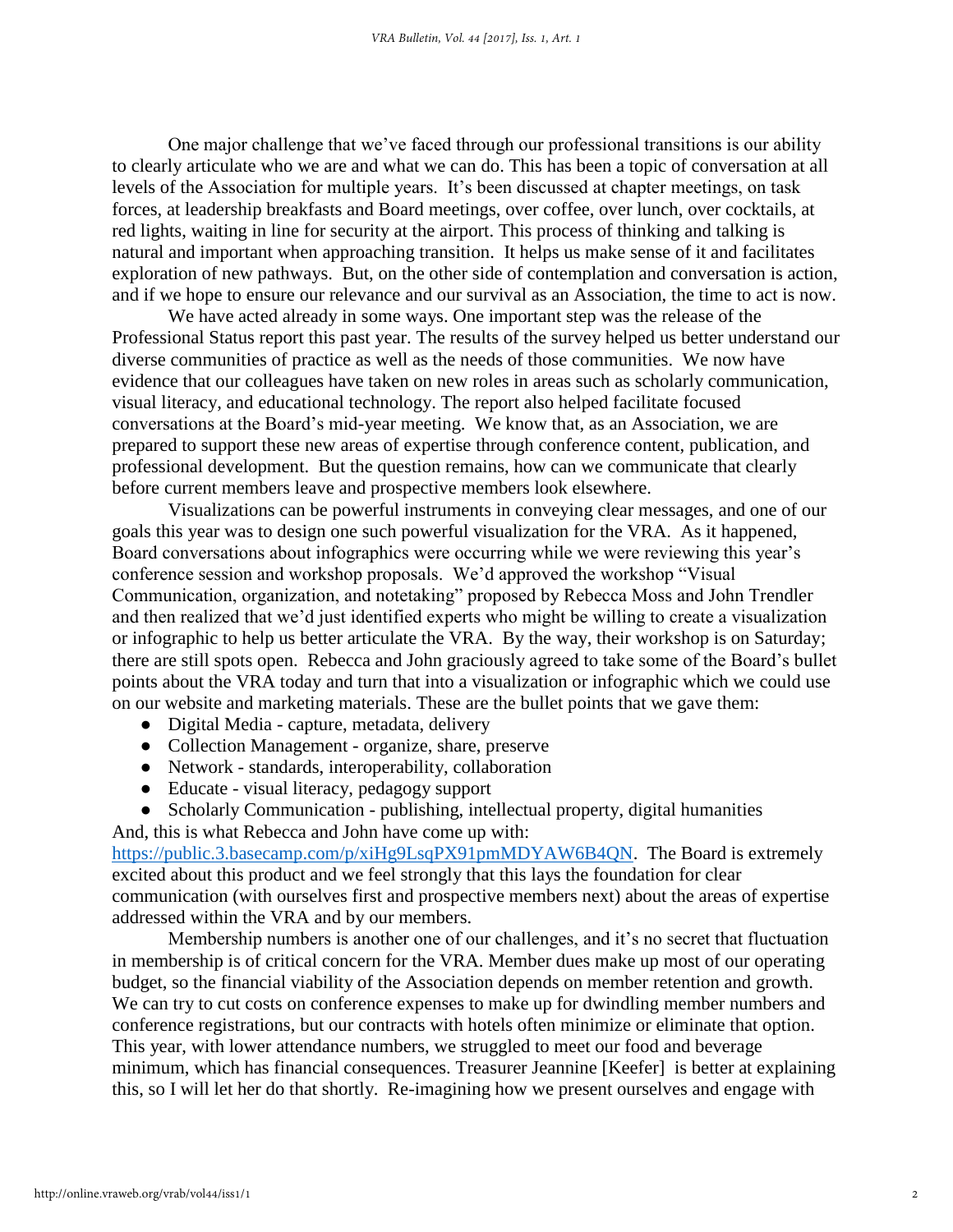One major challenge that we've faced through our professional transitions is our ability to clearly articulate who we are and what we can do. This has been a topic of conversation at all levels of the Association for multiple years. It's been discussed at chapter meetings, on task forces, at leadership breakfasts and Board meetings, over coffee, over lunch, over cocktails, at red lights, waiting in line for security at the airport. This process of thinking and talking is natural and important when approaching transition. It helps us make sense of it and facilitates exploration of new pathways. But, on the other side of contemplation and conversation is action, and if we hope to ensure our relevance and our survival as an Association, the time to act is now.

We have acted already in some ways. One important step was the release of the Professional Status report this past year. The results of the survey helped us better understand our diverse communities of practice as well as the needs of those communities. We now have evidence that our colleagues have taken on new roles in areas such as scholarly communication, visual literacy, and educational technology. The report also helped facilitate focused conversations at the Board's mid-year meeting. We know that, as an Association, we are prepared to support these new areas of expertise through conference content, publication, and professional development. But the question remains, how can we communicate that clearly before current members leave and prospective members look elsewhere.

Visualizations can be powerful instruments in conveying clear messages, and one of our goals this year was to design one such powerful visualization for the VRA. As it happened, Board conversations about infographics were occurring while we were reviewing this year's conference session and workshop proposals. We'd approved the workshop "Visual Communication, organization, and notetaking" proposed by Rebecca Moss and John Trendler and then realized that we'd just identified experts who might be willing to create a visualization or infographic to help us better articulate the VRA. By the way, their workshop is on Saturday; there are still spots open. Rebecca and John graciously agreed to take some of the Board's bullet points about the VRA today and turn that into a visualization or infographic which we could use on our website and marketing materials. These are the bullet points that we gave them:

- Digital Media - capture, metadata, delivery
- Collection Management - organize, share, preserve
- Network - standards, interoperability, collaboration
- Educate - visual literacy, pedagogy support
- Scholarly Communication - publishing, intellectual property, digital humanities

And, this is what Rebecca and John have come up with: [https://public.3.basecamp.com/p/xiHg9LsqPX91pmMDYAW6B4QN](https://public.3.basecamp.com/p/xiHg9LsqPX91pmMDYAW6B4QN). The Board is extremely excited about this product and we feel strongly that this lays the foundation for clear communication (with ourselves first and prospective members next) about the areas of expertise addressed within the VRA and by our members.

Membership numbers is another one of our challenges, and it's no secret that fluctuation in membership is of critical concern for the VRA. Member dues make up most of our operating budget, so the financial viability of the Association depends on member retention and growth. We can try to cut costs on conference expenses to make up for dwindling member numbers and conference registrations, but our contracts with hotels often minimize or eliminate that option. This year, with lower attendance numbers, we struggled to meet our food and beverage minimum, which has financial consequences. Treasurer Jeannine [Keefer] is better at explaining this, so I will let her do that shortly. Re-imagining how we present ourselves and engage with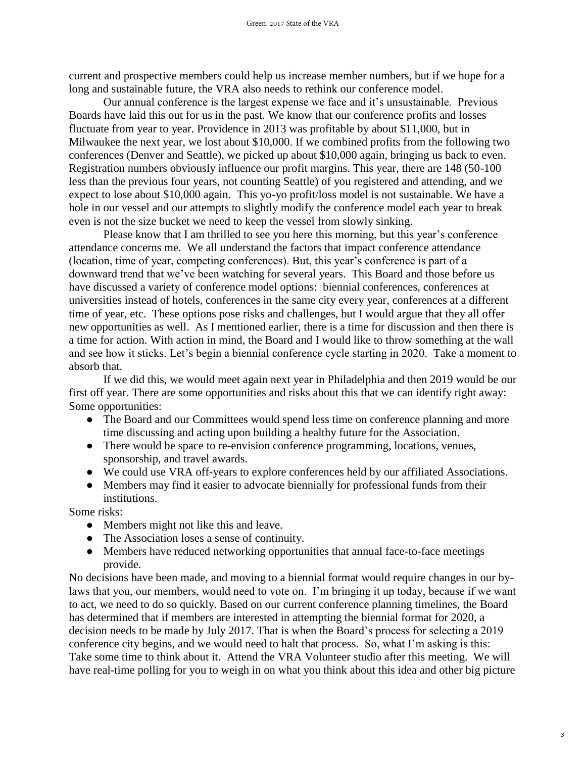current and prospective members could help us increase member numbers, but if we hope for a long and sustainable future, the VRA also needs to rethink our conference model.

Our annual conference is the largest expense we face and it's unsustainable. Previous Boards have laid this out for us in the past. We know that our conference profits and losses fluctuate from year to year. Providence in 2013 was profitable by about $11,000, but in Milwaukee the next year, we lost about $10,000. If we combined profits from the following two conferences (Denver and Seattle), we picked up about $10,000 again, bringing us back to even. Registration numbers obviously influence our profit margins. This year, there are 148 (50-100 less than the previous four years, not counting Seattle) of you registered and attending, and we expect to lose about $10,000 again. This yo-yo profit/loss model is not sustainable. We have a hole in our vessel and our attempts to slightly modify the conference model each year to break even is not the size bucket we need to keep the vessel from slowly sinking.

Please know that I am thrilled to see you here this morning, but this year's conference attendance concerns me. We all understand the factors that impact conference attendance (location, time of year, competing conferences). But, this year's conference is part of a downward trend that we've been watching for several years. This Board and those before us have discussed a variety of conference model options: biennial conferences, conferences at universities instead of hotels, conferences in the same city every year, conferences at a different time of year, etc. These options pose risks and challenges, but I would argue that they all offer new opportunities as well. As I mentioned earlier, there is a time for discussion and then there is a time for action. With action in mind, the Board and I would like to throw something at the wall and see how it sticks. Let's begin a biennial conference cycle starting in 2020. Take a moment to absorb that.

If we did this, we would meet again next year in Philadelphia and then 2019 would be our first off year. There are some opportunities and risks about this that we can identify right away:
Some opportunities:

- The Board and our Committees would spend less time on conference planning and more time discussing and acting upon building a healthy future for the Association.
- There would be space to re-envision conference programming, locations, venues, sponsorship, and travel awards.
- We could use VRA off-years to explore conferences held by our affiliated Associations.
- Members may find it easier to advocate biennially for professional funds from their institutions.

Some risks:

- Members might not like this and leave.
- The Association loses a sense of continuity.
- Members have reduced networking opportunities that annual face-to-face meetings provide.

No decisions have been made, and moving to a biennial format would require changes in our by-laws that you, our members, would need to vote on. I'm bringing it up today, because if we want to act, we need to do so quickly. Based on our current conference planning timelines, the Board has determined that if members are interested in attempting the biennial format for 2020, a decision needs to be made by July 2017. That is when the Board's process for selecting a 2019 conference city begins, and we would need to halt that process. So, what I'm asking is this: Take some time to think about it. Attend the VRA Volunteer studio after this meeting. We will have real-time polling for you to weigh in on what you think about this idea and other big picture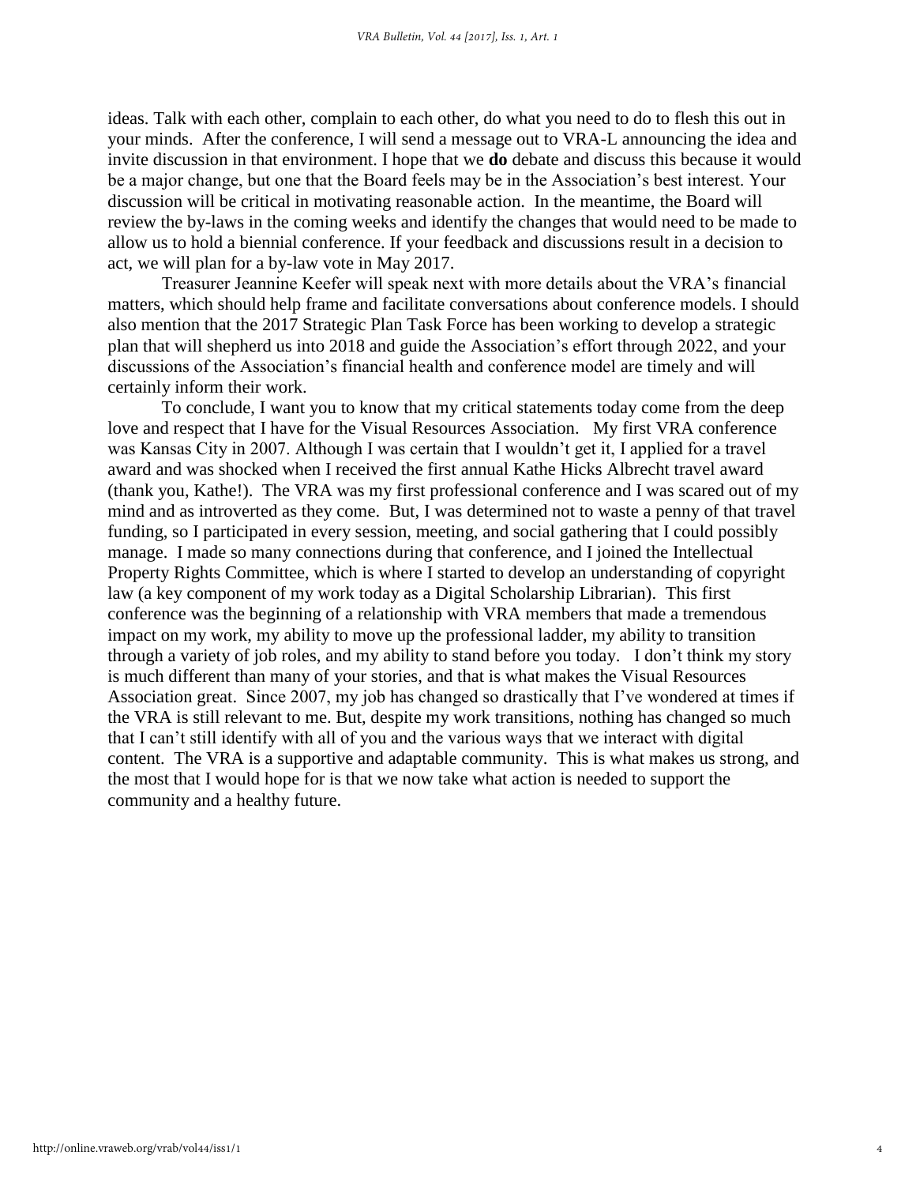ideas. Talk with each other, complain to each other, do what you need to do to flesh this out in your minds. After the conference, I will send a message out to VRA-L announcing the idea and invite discussion in that environment. I hope that we **do** debate and discuss this because it would be a major change, but one that the Board feels may be in the Association's best interest. Your discussion will be critical in motivating reasonable action. In the meantime, the Board will review the by-laws in the coming weeks and identify the changes that would need to be made to allow us to hold a biennial conference. If your feedback and discussions result in a decision to act, we will plan for a by-law vote in May 2017.

Treasurer Jeannine Keefer will speak next with more details about the VRA's financial matters, which should help frame and facilitate conversations about conference models. I should also mention that the 2017 Strategic Plan Task Force has been working to develop a strategic plan that will shepherd us into 2018 and guide the Association's effort through 2022, and your discussions of the Association's financial health and conference model are timely and will certainly inform their work.

To conclude, I want you to know that my critical statements today come from the deep love and respect that I have for the Visual Resources Association. My first VRA conference was Kansas City in 2007. Although I was certain that I wouldn't get it, I applied for a travel award and was shocked when I received the first annual Kathe Hicks Albrecht travel award (thank you, Kathe!). The VRA was my first professional conference and I was scared out of my mind and as introverted as they come. But, I was determined not to waste a penny of that travel funding, so I participated in every session, meeting, and social gathering that I could possibly manage. I made so many connections during that conference, and I joined the Intellectual Property Rights Committee, which is where I started to develop an understanding of copyright law (a key component of my work today as a Digital Scholarship Librarian). This first conference was the beginning of a relationship with VRA members that made a tremendous impact on my work, my ability to move up the professional ladder, my ability to transition through a variety of job roles, and my ability to stand before you today. I don't think my story is much different than many of your stories, and that is what makes the Visual Resources Association great. Since 2007, my job has changed so drastically that I've wondered at times if the VRA is still relevant to me. But, despite my work transitions, nothing has changed so much that I can't still identify with all of you and the various ways that we interact with digital content. The VRA is a supportive and adaptable community. This is what makes us strong, and the most that I would hope for is that we now take what action is needed to support the community and a healthy future.